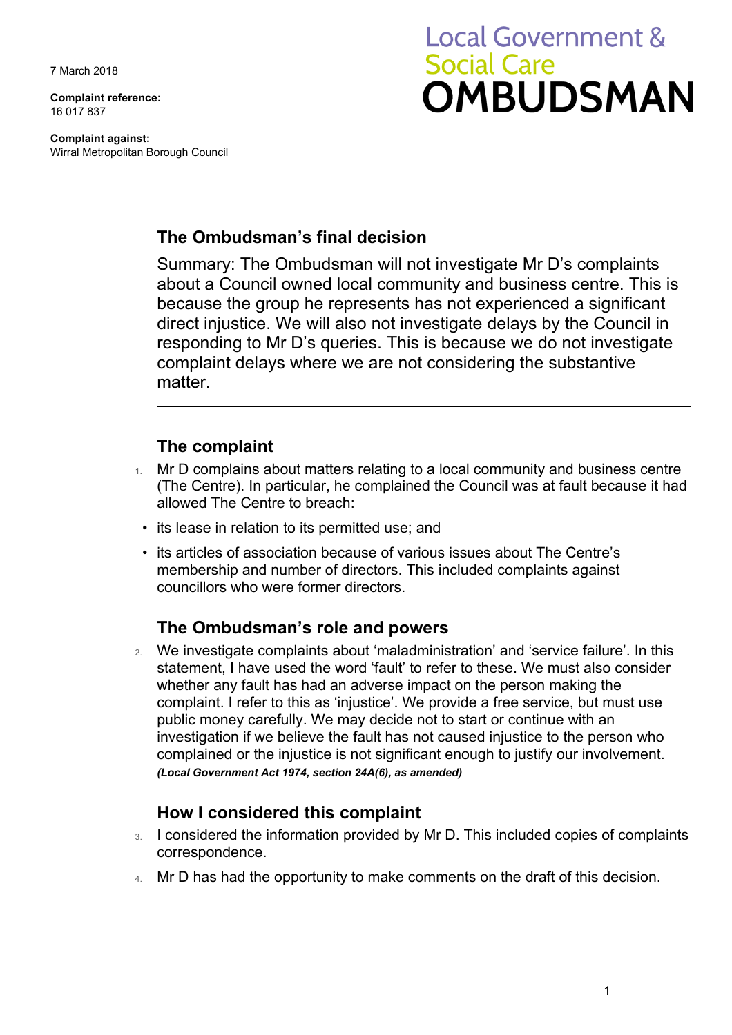7 March 2018

**Complaint reference:**
16 017 837

**Complaint against:**
Wirral Metropolitan Borough Council

# Local Government & Social Care OMBUDSMAN

## The Ombudsman's final decision

Summary: The Ombudsman will not investigate Mr D's complaints about a Council owned local community and business centre. This is because the group he represents has not experienced a significant direct injustice. We will also not investigate delays by the Council in responding to Mr D's queries. This is because we do not investigate complaint delays where we are not considering the substantive matter.

---

## The complaint

1. Mr D complains about matters relating to a local community and business centre (The Centre). In particular, he complained the Council was at fault because it had allowed The Centre to breach:
   - its lease in relation to its permitted use; and
   - its articles of association because of various issues about The Centre's membership and number of directors. This included complaints against councillors who were former directors.

## The Ombudsman's role and powers

2. We investigate complaints about 'maladministration' and 'service failure'. In this statement, I have used the word 'fault' to refer to these. We must also consider whether any fault has had an adverse impact on the person making the complaint. I refer to this as 'injustice'. We provide a free service, but must use public money carefully. We may decide not to start or continue with an investigation if we believe the fault has not caused injustice to the person who complained or the injustice is not significant enough to justify our involvement.
   ***(Local Government Act 1974, section 24A(6), as amended)***

## How I considered this complaint

3. I considered the information provided by Mr D. This included copies of complaints correspondence.
4. Mr D has had the opportunity to make comments on the draft of this decision.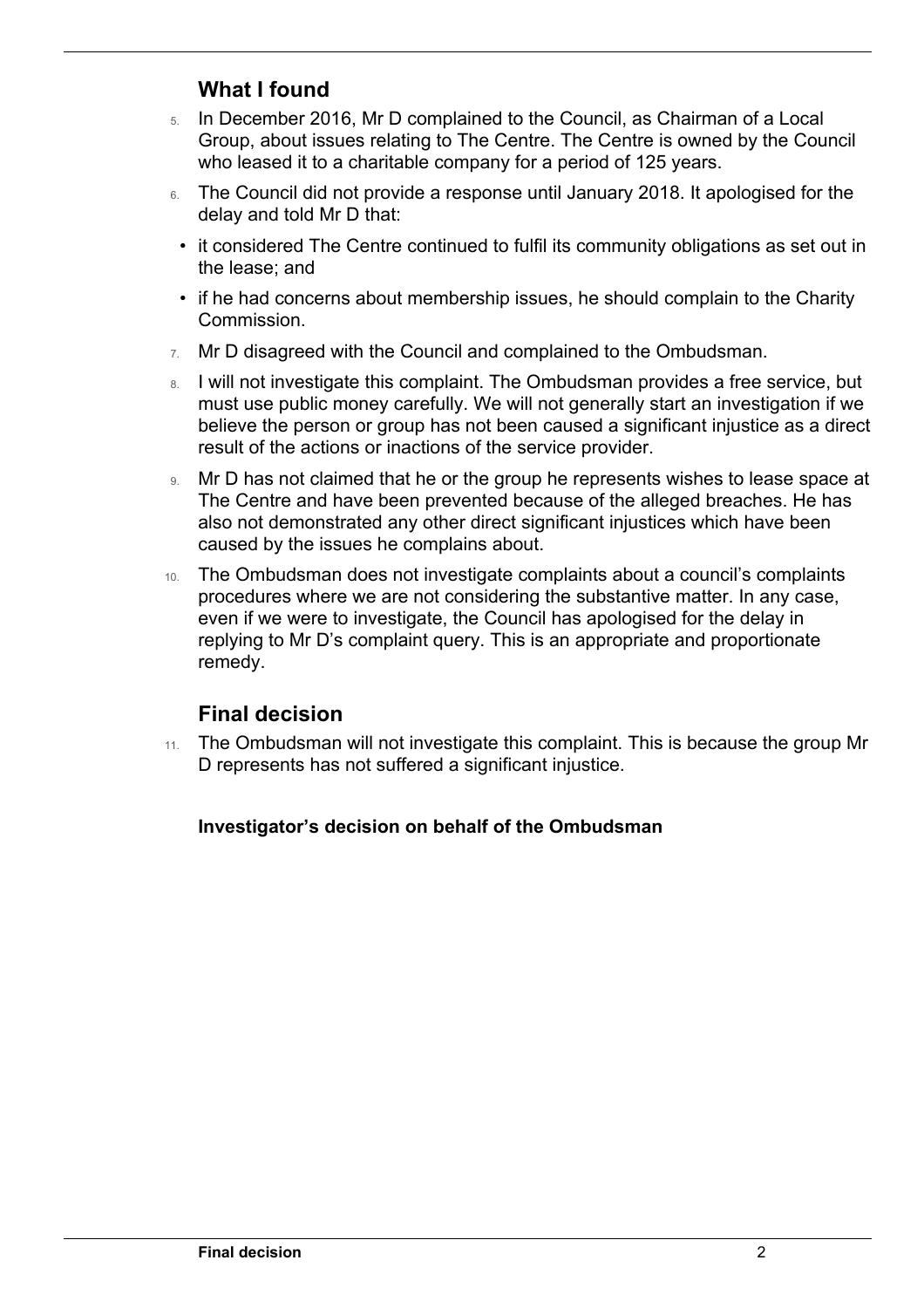## What I found

5. In December 2016, Mr D complained to the Council, as Chairman of a Local Group, about issues relating to The Centre. The Centre is owned by the Council who leased it to a charitable company for a period of 125 years.
6. The Council did not provide a response until January 2018. It apologised for the delay and told Mr D that:
   - it considered The Centre continued to fulfil its community obligations as set out in the lease; and
   - if he had concerns about membership issues, he should complain to the Charity Commission.
7. Mr D disagreed with the Council and complained to the Ombudsman.
8. I will not investigate this complaint. The Ombudsman provides a free service, but must use public money carefully. We will not generally start an investigation if we believe the person or group has not been caused a significant injustice as a direct result of the actions or inactions of the service provider.
9. Mr D has not claimed that he or the group he represents wishes to lease space at The Centre and have been prevented because of the alleged breaches. He has also not demonstrated any other direct significant injustices which have been caused by the issues he complains about.
10. The Ombudsman does not investigate complaints about a council's complaints procedures where we are not considering the substantive matter. In any case, even if we were to investigate, the Council has apologised for the delay in replying to Mr D's complaint query. This is an appropriate and proportionate remedy.

## Final decision

11. The Ombudsman will not investigate this complaint. This is because the group Mr D represents has not suffered a significant injustice.

**Investigator's decision on behalf of the Ombudsman**